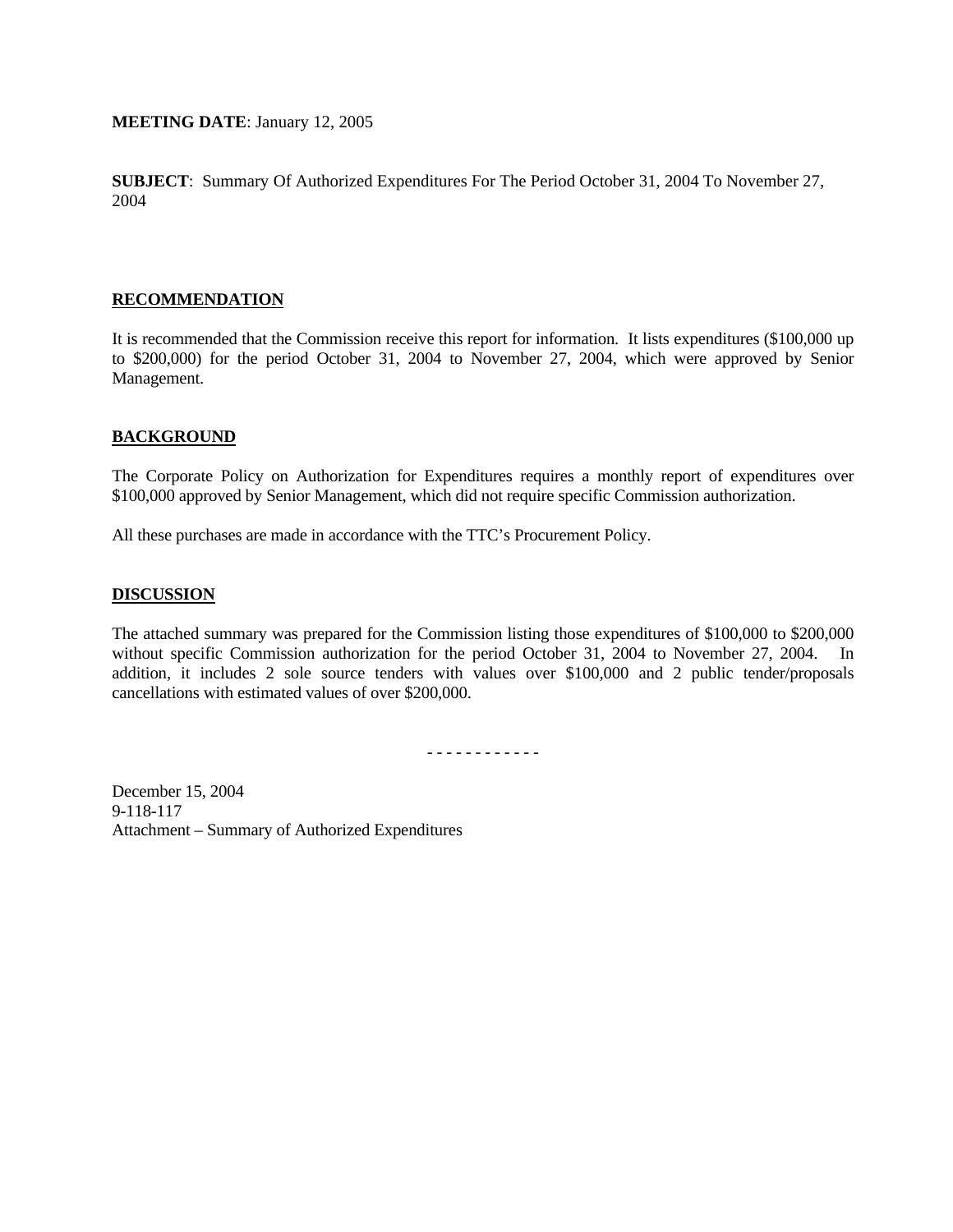**MEETING DATE**: January 12, 2005

**SUBJECT**: Summary Of Authorized Expenditures For The Period October 31, 2004 To November 27, 2004

## RECOMMENDATION

It is recommended that the Commission receive this report for information. It lists expenditures ($100,000 up to $200,000) for the period October 31, 2004 to November 27, 2004, which were approved by Senior Management.

## BACKGROUND

The Corporate Policy on Authorization for Expenditures requires a monthly report of expenditures over $100,000 approved by Senior Management, which did not require specific Commission authorization.

All these purchases are made in accordance with the TTC's Procurement Policy.

## DISCUSSION

The attached summary was prepared for the Commission listing those expenditures of $100,000 to $200,000 without specific Commission authorization for the period October 31, 2004 to November 27, 2004. In addition, it includes 2 sole source tenders with values over $100,000 and 2 public tender/proposals cancellations with estimated values of over $200,000.

\- - - - - - - - - - - -

December 15, 2004
9-118-117
Attachment – Summary of Authorized Expenditures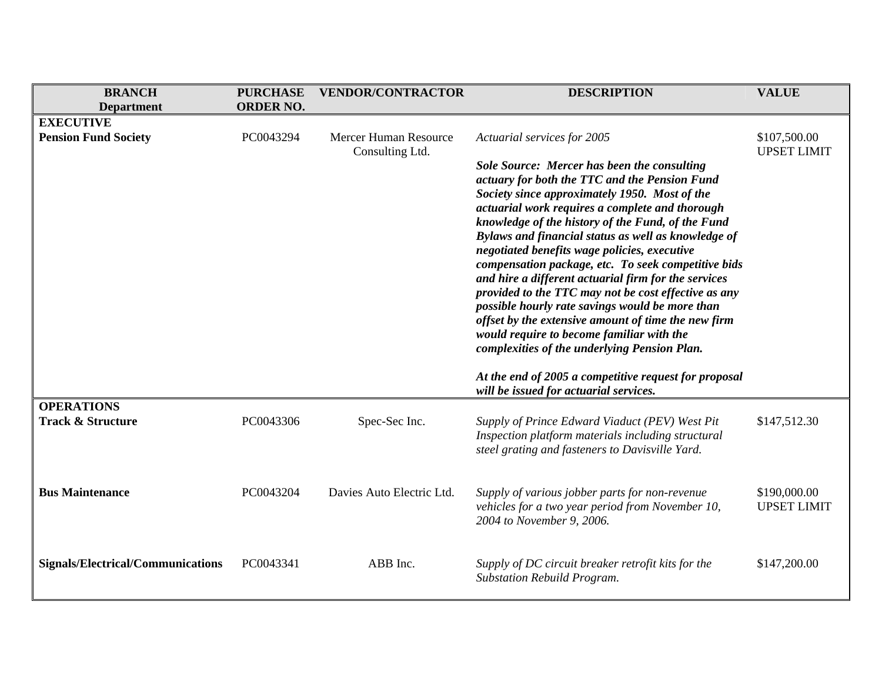| BRANCH<br>Department | PURCHASE<br>ORDER NO. | VENDOR/CONTRACTOR | DESCRIPTION | VALUE |
|---|---|---|---|---|
| **EXECUTIVE** | | | | |
| **Pension Fund Society** | PC0043294 | Mercer Human Resource Consulting Ltd. | *Actuarial services for 2005*<br><br>***Sole Source: Mercer has been the consulting actuary for both the TTC and the Pension Fund Society since approximately 1950. Most of the actuarial work requires a complete and thorough knowledge of the history of the Fund, of the Fund Bylaws and financial status as well as knowledge of negotiated benefits wage policies, executive compensation package, etc. To seek competitive bids and hire a different actuarial firm for the services provided to the TTC may not be cost effective as any possible hourly rate savings would be more than offset by the extensive amount of time the new firm would require to become familiar with the complexities of the underlying Pension Plan.***<br><br>***At the end of 2005 a competitive request for proposal will be issued for actuarial services.*** | $107,500.00<br>UPSET LIMIT |
| **OPERATIONS** | | | | |
| **Track & Structure** | PC0043306 | Spec-Sec Inc. | *Supply of Prince Edward Viaduct (PEV) West Pit Inspection platform materials including structural steel grating and fasteners to Davisville Yard.* | $147,512.30 |
| **Bus Maintenance** | PC0043204 | Davies Auto Electric Ltd. | *Supply of various jobber parts for non-revenue vehicles for a two year period from November 10, 2004 to November 9, 2006.* | $190,000.00<br>UPSET LIMIT |
| **Signals/Electrical/Communications** | PC0043341 | ABB Inc. | *Supply of DC circuit breaker retrofit kits for the Substation Rebuild Program.* | $147,200.00 |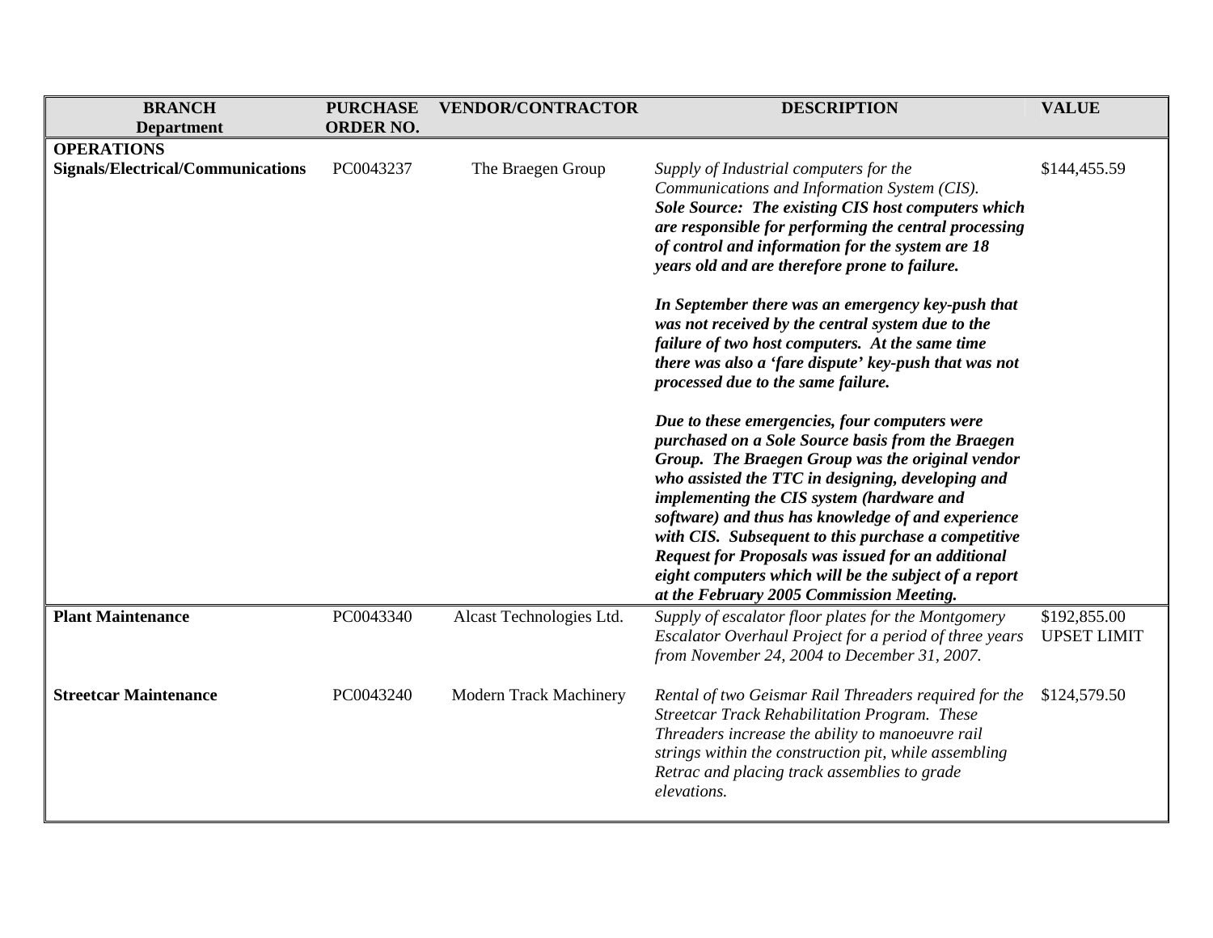| **BRANCH Department** | **PURCHASE ORDER NO.** | **VENDOR/CONTRACTOR** | **DESCRIPTION** | **VALUE** |
|---|---|---|---|---|
| **OPERATIONS** | | | | |
| **Signals/Electrical/Communications** | PC0043237 | The Braegen Group | *Supply of Industrial computers for the Communications and Information System (CIS).* ***Sole Source: The existing CIS host computers which are responsible for performing the central processing of control and information for the system are 18 years old and are therefore prone to failure.*** <br><br> ***In September there was an emergency key-push that was not received by the central system due to the failure of two host computers. At the same time there was also a 'fare dispute' key-push that was not processed due to the same failure.*** <br><br> ***Due to these emergencies, four computers were purchased on a Sole Source basis from the Braegen Group. The Braegen Group was the original vendor who assisted the TTC in designing, developing and implementing the CIS system (hardware and software) and thus has knowledge of and experience with CIS. Subsequent to this purchase a competitive Request for Proposals was issued for an additional eight computers which will be the subject of a report at the February 2005 Commission Meeting.*** | $144,455.59 |
| **Plant Maintenance** | PC0043340 | Alcast Technologies Ltd. | *Supply of escalator floor plates for the Montgomery Escalator Overhaul Project for a period of three years from November 24, 2004 to December 31, 2007.* | $192,855.00 UPSET LIMIT |
| **Streetcar Maintenance** | PC0043240 | Modern Track Machinery | *Rental of two Geismar Rail Threaders required for the Streetcar Track Rehabilitation Program. These Threaders increase the ability to manoeuvre rail strings within the construction pit, while assembling Retrac and placing track assemblies to grade elevations.* | $124,579.50 |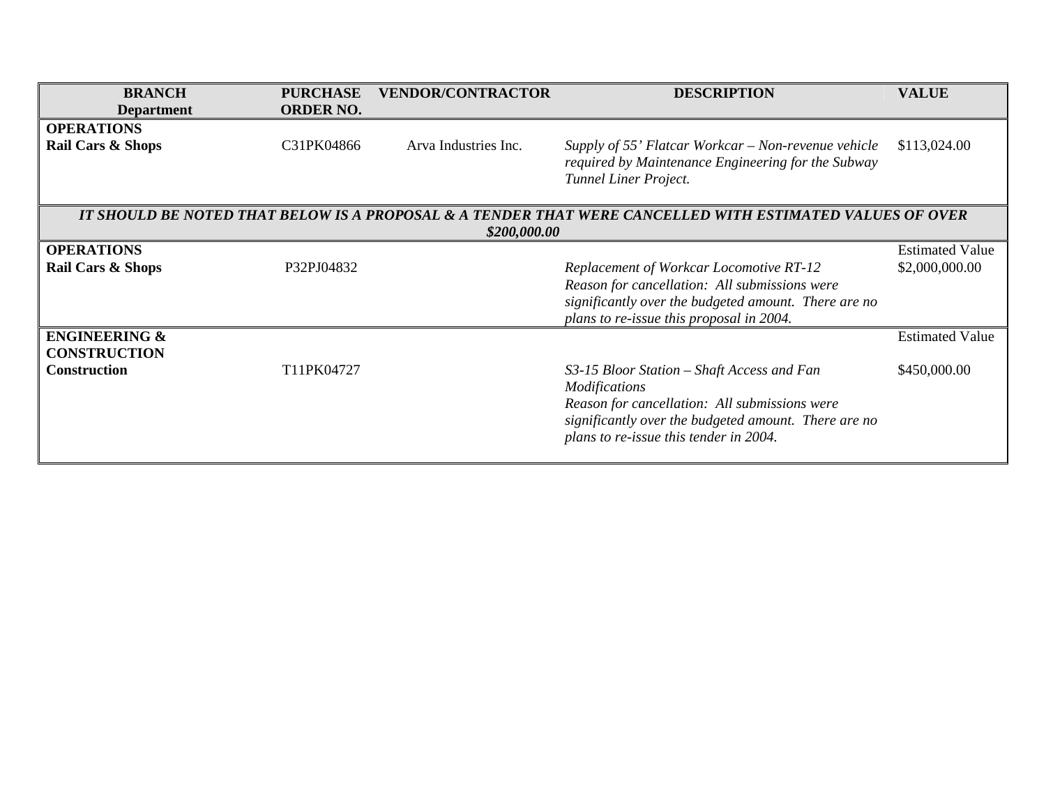| BRANCH Department | PURCHASE ORDER NO. | VENDOR/CONTRACTOR | DESCRIPTION | VALUE |
|---|---|---|---|---|
| **OPERATIONS** **Rail Cars & Shops** | C31PK04866 | Arva Industries Inc. | *Supply of 55' Flatcar Workcar – Non-revenue vehicle required by Maintenance Engineering for the Subway Tunnel Liner Project.* | $113,024.00 |
| ***IT SHOULD BE NOTED THAT BELOW IS A PROPOSAL & A TENDER THAT WERE CANCELLED WITH ESTIMATED VALUES OF OVER $200,000.00*** | | | | |
| **OPERATIONS** **Rail Cars & Shops** | P32PJ04832 | | *Replacement of Workcar Locomotive RT-12* *Reason for cancellation: All submissions were significantly over the budgeted amount. There are no plans to re-issue this proposal in 2004.* | Estimated Value $2,000,000.00 |
| **ENGINEERING & CONSTRUCTION** **Construction** | T11PK04727 | | *S3-15 Bloor Station – Shaft Access and Fan Modifications* *Reason for cancellation: All submissions were significantly over the budgeted amount. There are no plans to re-issue this tender in 2004.* | Estimated Value $450,000.00 |